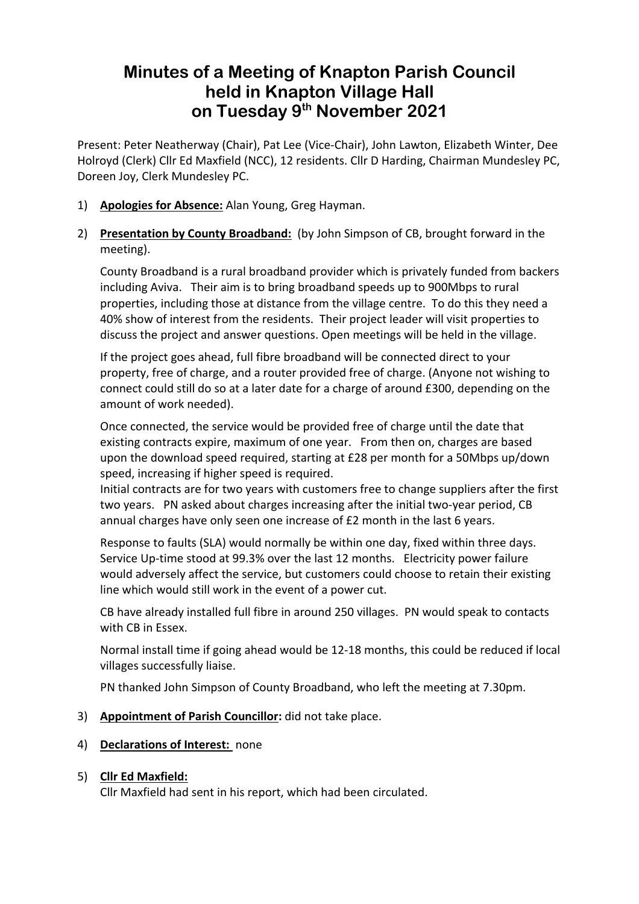# Minutes of a Meeting of Knapton Parish Council held in Knapton Village Hall on Tuesday 9th November 2021

Present: Peter Neatherway (Chair), Pat Lee (Vice-Chair), John Lawton, Elizabeth Winter, Dee Holroyd (Clerk) Cllr Ed Maxfield (NCC), 12 residents. Cllr D Harding, Chairman Mundesley PC, Doreen Joy, Clerk Mundesley PC.

1) **Apologies for Absence:** Alan Young, Greg Hayman.

2) **Presentation by County Broadband:** (by John Simpson of CB, brought forward in the meeting).

   County Broadband is a rural broadband provider which is privately funded from backers including Aviva. Their aim is to bring broadband speeds up to 900Mbps to rural properties, including those at distance from the village centre. To do this they need a 40% show of interest from the residents. Their project leader will visit properties to discuss the project and answer questions. Open meetings will be held in the village.

   If the project goes ahead, full fibre broadband will be connected direct to your property, free of charge, and a router provided free of charge. (Anyone not wishing to connect could still do so at a later date for a charge of around £300, depending on the amount of work needed).

   Once connected, the service would be provided free of charge until the date that existing contracts expire, maximum of one year. From then on, charges are based upon the download speed required, starting at £28 per month for a 50Mbps up/down speed, increasing if higher speed is required.
   Initial contracts are for two years with customers free to change suppliers after the first two years. PN asked about charges increasing after the initial two-year period, CB annual charges have only seen one increase of £2 month in the last 6 years.

   Response to faults (SLA) would normally be within one day, fixed within three days. Service Up-time stood at 99.3% over the last 12 months. Electricity power failure would adversely affect the service, but customers could choose to retain their existing line which would still work in the event of a power cut.

   CB have already installed full fibre in around 250 villages. PN would speak to contacts with CB in Essex.

   Normal install time if going ahead would be 12-18 months, this could be reduced if local villages successfully liaise.

   PN thanked John Simpson of County Broadband, who left the meeting at 7.30pm.

3) **Appointment of Parish Councillor:** did not take place.

4) **Declarations of Interest:** none

5) **Cllr Ed Maxfield:**
   Cllr Maxfield had sent in his report, which had been circulated.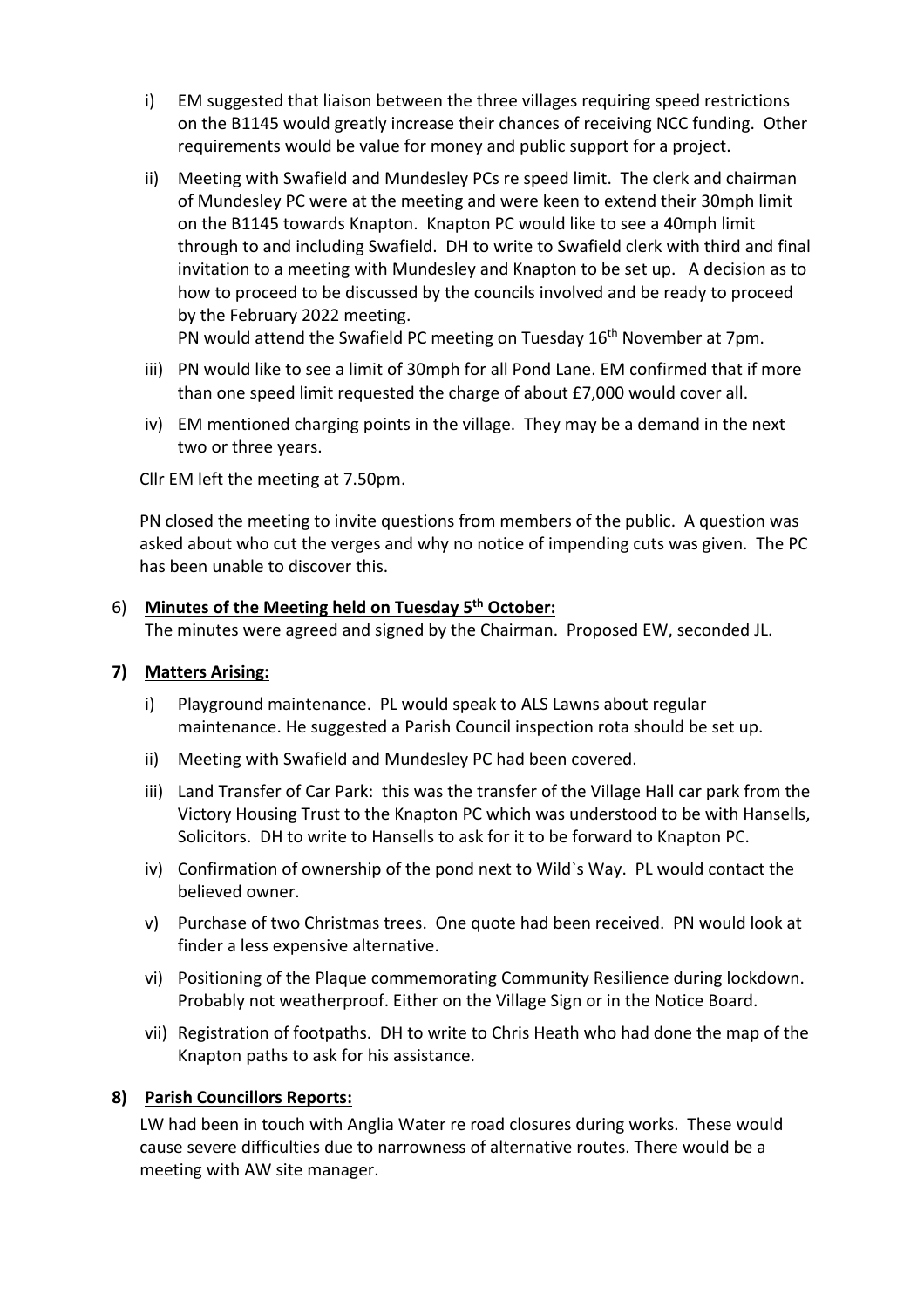i) EM suggested that liaison between the three villages requiring speed restrictions on the B1145 would greatly increase their chances of receiving NCC funding. Other requirements would be value for money and public support for a project.

ii) Meeting with Swafield and Mundesley PCs re speed limit. The clerk and chairman of Mundesley PC were at the meeting and were keen to extend their 30mph limit on the B1145 towards Knapton. Knapton PC would like to see a 40mph limit through to and including Swafield. DH to write to Swafield clerk with third and final invitation to a meeting with Mundesley and Knapton to be set up. A decision as to how to proceed to be discussed by the councils involved and be ready to proceed by the February 2022 meeting.
PN would attend the Swafield PC meeting on Tuesday 16th November at 7pm.

iii) PN would like to see a limit of 30mph for all Pond Lane. EM confirmed that if more than one speed limit requested the charge of about £7,000 would cover all.

iv) EM mentioned charging points in the village. They may be a demand in the next two or three years.

Cllr EM left the meeting at 7.50pm.

PN closed the meeting to invite questions from members of the public. A question was asked about who cut the verges and why no notice of impending cuts was given. The PC has been unable to discover this.

6) **Minutes of the Meeting held on Tuesday 5th October:**
The minutes were agreed and signed by the Chairman. Proposed EW, seconded JL.

**7) Matters Arising:**

i) Playground maintenance. PL would speak to ALS Lawns about regular maintenance. He suggested a Parish Council inspection rota should be set up.

ii) Meeting with Swafield and Mundesley PC had been covered.

iii) Land Transfer of Car Park: this was the transfer of the Village Hall car park from the Victory Housing Trust to the Knapton PC which was understood to be with Hansells, Solicitors. DH to write to Hansells to ask for it to be forward to Knapton PC.

iv) Confirmation of ownership of the pond next to Wild`s Way. PL would contact the believed owner.

v) Purchase of two Christmas trees. One quote had been received. PN would look at finder a less expensive alternative.

vi) Positioning of the Plaque commemorating Community Resilience during lockdown. Probably not weatherproof. Either on the Village Sign or in the Notice Board.

vii) Registration of footpaths. DH to write to Chris Heath who had done the map of the Knapton paths to ask for his assistance.

**8) Parish Councillors Reports:**

LW had been in touch with Anglia Water re road closures during works. These would cause severe difficulties due to narrowness of alternative routes. There would be a meeting with AW site manager.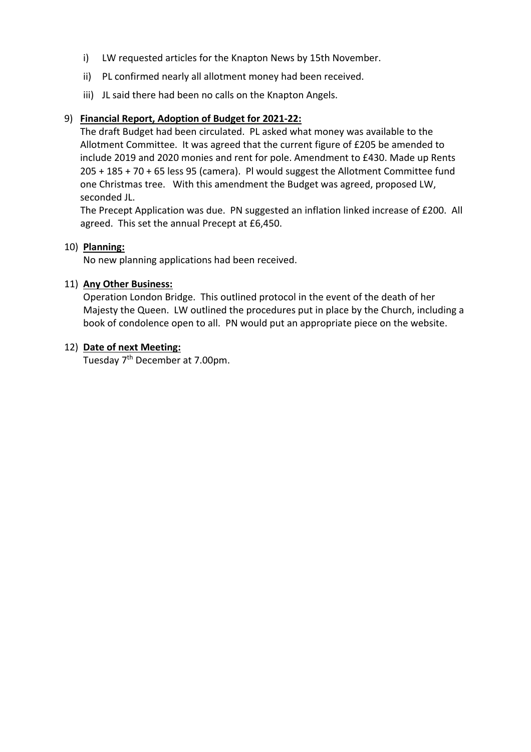i) LW requested articles for the Knapton News by 15th November.

ii) PL confirmed nearly all allotment money had been received.

iii) JL said there had been no calls on the Knapton Angels.

9) **Financial Report, Adoption of Budget for 2021-22:**

The draft Budget had been circulated. PL asked what money was available to the Allotment Committee. It was agreed that the current figure of £205 be amended to include 2019 and 2020 monies and rent for pole. Amendment to £430. Made up Rents 205 + 185 + 70 + 65 less 95 (camera). Pl would suggest the Allotment Committee fund one Christmas tree. With this amendment the Budget was agreed, proposed LW, seconded JL.

The Precept Application was due. PN suggested an inflation linked increase of £200. All agreed. This set the annual Precept at £6,450.

10) **Planning:**

No new planning applications had been received.

11) **Any Other Business:**

Operation London Bridge. This outlined protocol in the event of the death of her Majesty the Queen. LW outlined the procedures put in place by the Church, including a book of condolence open to all. PN would put an appropriate piece on the website.

12) **Date of next Meeting:**

Tuesday 7th December at 7.00pm.